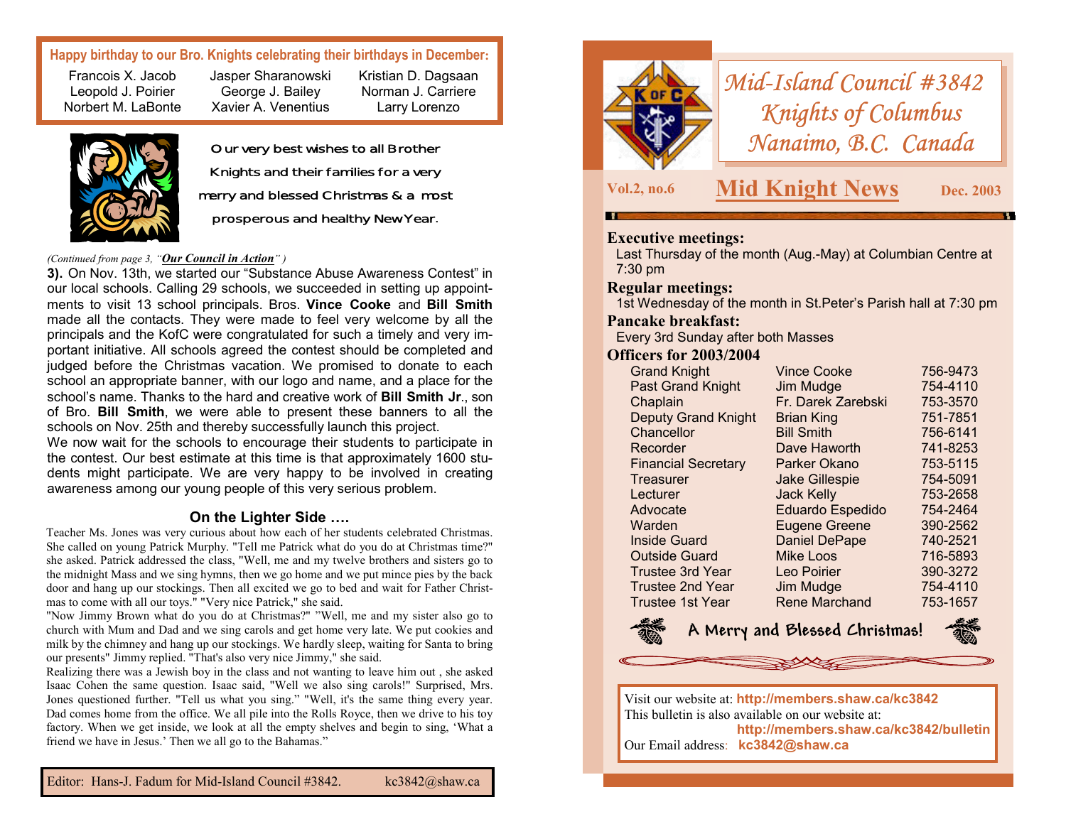**Happy birthday to our Bro. Knights celebrating their birthdays in December:**

| | | |
|---|---|---|
| Francois X. Jacob | Jasper Sharanowski | Kristian D. Dagsaan |
| Leopold J. Poirier | George J. Bailey | Norman J. Carriere |
| Norbert M. LaBonte | Xavier A. Venentius | Larry Lorenzo |

Our very best wishes to all Brother Knights and their families for a very merry and blessed Christmas & a most prosperous and healthy New Year.

*(Continued from page 3, "**Our Council in Action**" )*

**3).** On Nov. 13th, we started our "Substance Abuse Awareness Contest" in our local schools. Calling 29 schools, we succeeded in setting up appointments to visit 13 school principals. Bros. **Vince Cooke** and **Bill Smith** made all the contacts. They were made to feel very welcome by all the principals and the KofC were congratulated for such a timely and very important initiative. All schools agreed the contest should be completed and judged before the Christmas vacation. We promised to donate to each school an appropriate banner, with our logo and name, and a place for the school's name. Thanks to the hard and creative work of **Bill Smith Jr**., son of Bro. **Bill Smith**, we were able to present these banners to all the schools on Nov. 25th and thereby successfully launch this project.

We now wait for the schools to encourage their students to participate in the contest. Our best estimate at this time is that approximately 1600 students might participate. We are very happy to be involved in creating awareness among our young people of this very serious problem.

## On the Lighter Side ….

Teacher Ms. Jones was very curious about how each of her students celebrated Christmas. She called on young Patrick Murphy. "Tell me Patrick what do you do at Christmas time?" she asked. Patrick addressed the class, "Well, me and my twelve brothers and sisters go to the midnight Mass and we sing hymns, then we go home and we put mince pies by the back door and hang up our stockings. Then all excited we go to bed and wait for Father Christmas to come with all our toys." "Very nice Patrick," she said.

"Now Jimmy Brown what do you do at Christmas?" "Well, me and my sister also go to church with Mum and Dad and we sing carols and get home very late. We put cookies and milk by the chimney and hang up our stockings. We hardly sleep, waiting for Santa to bring our presents" Jimmy replied. "That's also very nice Jimmy," she said.

Realizing there was a Jewish boy in the class and not wanting to leave him out , she asked Isaac Cohen the same question. Isaac said, "Well we also sing carols!" Surprised, Mrs. Jones questioned further. "Tell us what you sing." "Well, it's the same thing every year. Dad comes home from the office. We all pile into the Rolls Royce, then we drive to his toy factory. When we get inside, we look at all the empty shelves and begin to sing, 'What a friend we have in Jesus.' Then we all go to the Bahamas."

Editor: Hans-J. Fadum for Mid-Island Council #3842. kc3842@shaw.ca

# Mid-Island Council #3842 Knights of Columbus Nanaimo, B.C. Canada

Vol.2, no.6 **Mid Knight News** Dec. 2003

### Executive meetings:
Last Thursday of the month (Aug.-May) at Columbian Centre at 7:30 pm

### Regular meetings:
1st Wednesday of the month in St.Peter's Parish hall at 7:30 pm

### Pancake breakfast:
Every 3rd Sunday after both Masses

### Officers for 2003/2004

| Office | Name | Phone |
|---|---|---|
| Grand Knight | Vince Cooke | 756-9473 |
| Past Grand Knight | Jim Mudge | 754-4110 |
| Chaplain | Fr. Darek Zarebski | 753-3570 |
| Deputy Grand Knight | Brian King | 751-7851 |
| Chancellor | Bill Smith | 756-6141 |
| Recorder | Dave Haworth | 741-8253 |
| Financial Secretary | Parker Okano | 753-5115 |
| Treasurer | Jake Gillespie | 754-5091 |
| Lecturer | Jack Kelly | 753-2658 |
| Advocate | Eduardo Espedido | 754-2464 |
| Warden | Eugene Greene | 390-2562 |
| Inside Guard | Daniel DePape | 740-2521 |
| Outside Guard | Mike Loos | 716-5893 |
| Trustee 3rd Year | Leo Poirier | 390-3272 |
| Trustee 2nd Year | Jim Mudge | 754-4110 |
| Trustee 1st Year | Rene Marchand | 753-1657 |

A Merry and Blessed Christmas!

Visit our website at: **http://members.shaw.ca/kc3842**
This bulletin is also available on our website at: **http://members.shaw.ca/kc3842/bulletin**
Our Email address: **kc3842@shaw.ca**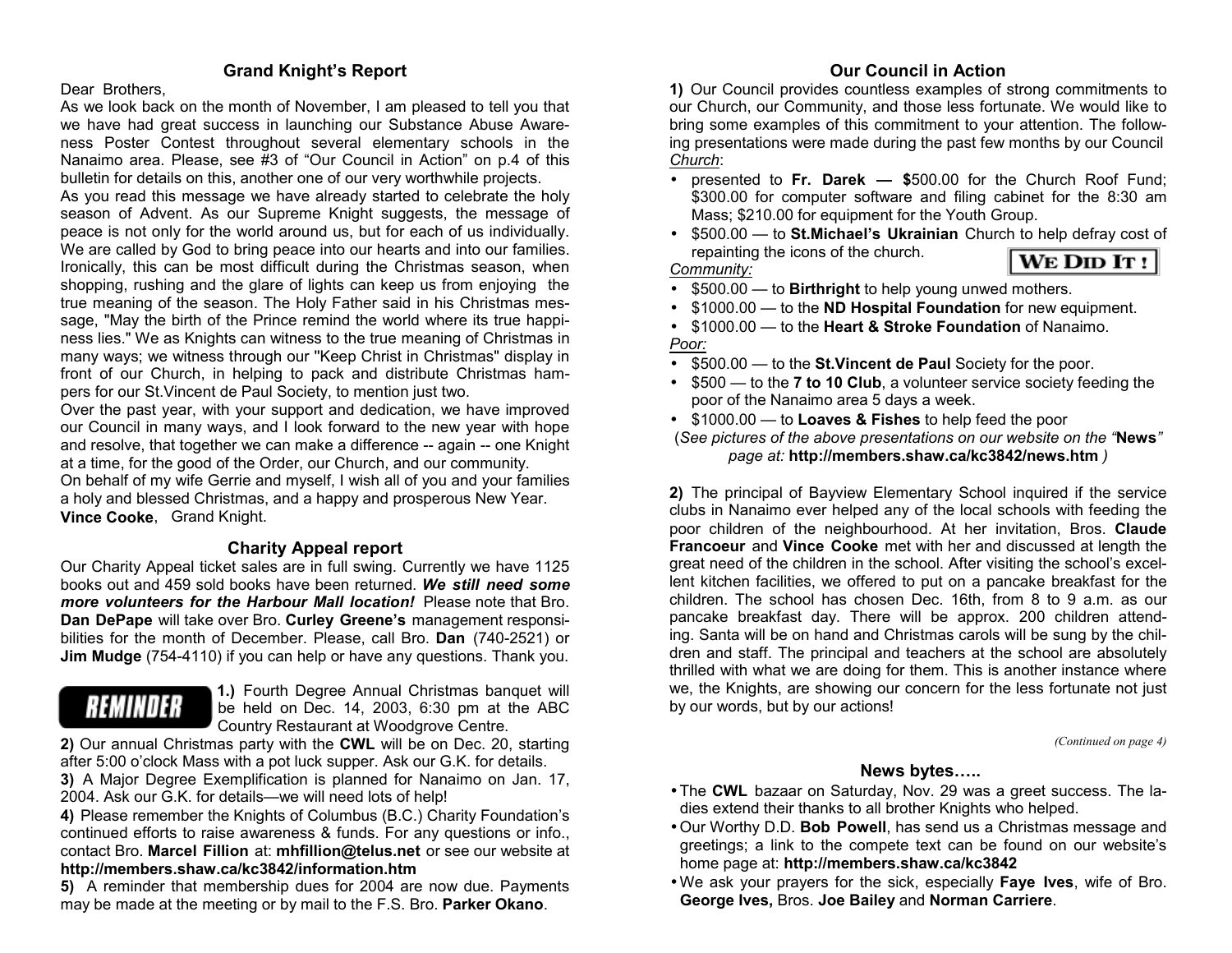## Grand Knight's Report

Dear Brothers,

As we look back on the month of November, I am pleased to tell you that we have had great success in launching our Substance Abuse Awareness Poster Contest throughout several elementary schools in the Nanaimo area. Please, see #3 of "Our Council in Action" on p.4 of this bulletin for details on this, another one of our very worthwhile projects.

As you read this message we have already started to celebrate the holy season of Advent. As our Supreme Knight suggests, the message of peace is not only for the world around us, but for each of us individually. We are called by God to bring peace into our hearts and into our families. Ironically, this can be most difficult during the Christmas season, when shopping, rushing and the glare of lights can keep us from enjoying the true meaning of the season. The Holy Father said in his Christmas message, "May the birth of the Prince remind the world where its true happiness lies." We as Knights can witness to the true meaning of Christmas in many ways; we witness through our "Keep Christ in Christmas" display in front of our Church, in helping to pack and distribute Christmas hampers for our St.Vincent de Paul Society, to mention just two.

Over the past year, with your support and dedication, we have improved our Council in many ways, and I look forward to the new year with hope and resolve, that together we can make a difference -- again -- one Knight at a time, for the good of the Order, our Church, and our community.

On behalf of my wife Gerrie and myself, I wish all of you and your families a holy and blessed Christmas, and a happy and prosperous New Year.

**Vince Cooke**, Grand Knight.

## Charity Appeal report

Our Charity Appeal ticket sales are in full swing. Currently we have 1125 books out and 459 sold books have been returned. ***We still need some more volunteers for the Harbour Mall location!*** Please note that Bro. **Dan DePape** will take over Bro. **Curley Greene's** management responsibilities for the month of December. Please, call Bro. **Dan** (740-2521) or **Jim Mudge** (754-4110) if you can help or have any questions. Thank you.

REMINDER

**1.)** Fourth Degree Annual Christmas banquet will be held on Dec. 14, 2003, 6:30 pm at the ABC Country Restaurant at Woodgrove Centre.

**2)** Our annual Christmas party with the **CWL** will be on Dec. 20, starting after 5:00 o'clock Mass with a pot luck supper. Ask our G.K. for details.

**3)** A Major Degree Exemplification is planned for Nanaimo on Jan. 17, 2004. Ask our G.K. for details—we will need lots of help!

**4)** Please remember the Knights of Columbus (B.C.) Charity Foundation's continued efforts to raise awareness & funds. For any questions or info., contact Bro. **Marcel Fillion** at: **mhfillion@telus.net** or see our website at **http://members.shaw.ca/kc3842/information.htm**

**5)** A reminder that membership dues for 2004 are now due. Payments may be made at the meeting or by mail to the F.S. Bro. **Parker Okano**.

## Our Council in Action

**1)** Our Council provides countless examples of strong commitments to our Church, our Community, and those less fortunate. We would like to bring some examples of this commitment to your attention. The following presentations were made during the past few months by our Council

*Church*:

- presented to **Fr. Darek — $**500.00 for the Church Roof Fund; $300.00 for computer software and filing cabinet for the 8:30 am Mass; $210.00 for equipment for the Youth Group.
- $500.00 — to **St.Michael's Ukrainian** Church to help defray cost of repainting the icons of the church.

WE DID IT !

*Community:*

- $500.00 — to **Birthright** to help young unwed mothers.
- $1000.00 — to the **ND Hospital Foundation** for new equipment.
- $1000.00 — to the **Heart & Stroke Foundation** of Nanaimo.

*Poor:*

- $500.00 — to the **St.Vincent de Paul** Society for the poor.
- $500 — to the **7 to 10 Club**, a volunteer service society feeding the poor of the Nanaimo area 5 days a week.
- $1000.00 — to **Loaves & Fishes** to help feed the poor

(*See pictures of the above presentations on our website on the "***News***" page at:* **http://members.shaw.ca/kc3842/news.htm** *)*

**2)** The principal of Bayview Elementary School inquired if the service clubs in Nanaimo ever helped any of the local schools with feeding the poor children of the neighbourhood. At her invitation, Bros. **Claude Francoeur** and **Vince Cooke** met with her and discussed at length the great need of the children in the school. After visiting the school's excellent kitchen facilities, we offered to put on a pancake breakfast for the children. The school has chosen Dec. 16th, from 8 to 9 a.m. as our pancake breakfast day. There will be approx. 200 children attending. Santa will be on hand and Christmas carols will be sung by the children and staff. The principal and teachers at the school are absolutely thrilled with what we are doing for them. This is another instance where we, the Knights, are showing our concern for the less fortunate not just by our words, but by our actions!

*(Continued on page 4)*

## News bytes…..

- The **CWL** bazaar on Saturday, Nov. 29 was a greet success. The ladies extend their thanks to all brother Knights who helped.
- Our Worthy D.D. **Bob Powell**, has send us a Christmas message and greetings; a link to the compete text can be found on our website's home page at: **http://members.shaw.ca/kc3842**
- We ask your prayers for the sick, especially **Faye Ives**, wife of Bro. **George Ives,** Bros. **Joe Bailey** and **Norman Carriere**.